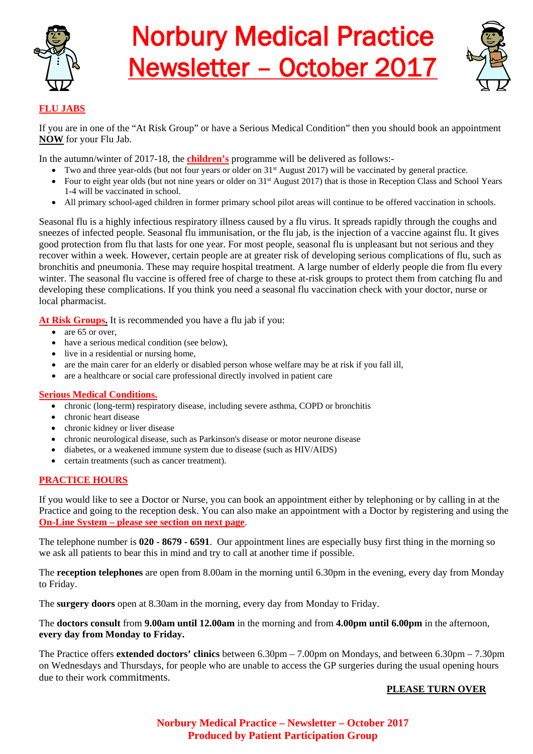# Norbury Medical Practice Newsletter – October 2017

## FLU JABS

If you are in one of the "At Risk Group" or have a Serious Medical Condition" then you should book an appointment **NOW** for your Flu Jab.

In the autumn/winter of 2017-18, the **children's** programme will be delivered as follows:-

- Two and three year-olds (but not four years or older on 31st August 2017) will be vaccinated by general practice.
- Four to eight year olds (but not nine years or older on 31st August 2017) that is those in Reception Class and School Years 1-4 will be vaccinated in school.
- All primary school-aged children in former primary school pilot areas will continue to be offered vaccination in schools.

Seasonal flu is a highly infectious respiratory illness caused by a flu virus. It spreads rapidly through the coughs and sneezes of infected people. Seasonal flu immunisation, or the flu jab, is the injection of a vaccine against flu. It gives good protection from flu that lasts for one year. For most people, seasonal flu is unpleasant but not serious and they recover within a week. However, certain people are at greater risk of developing serious complications of flu, such as bronchitis and pneumonia. These may require hospital treatment. A large number of elderly people die from flu every winter. The seasonal flu vaccine is offered free of charge to these at-risk groups to protect them from catching flu and developing these complications. If you think you need a seasonal flu vaccination check with your doctor, nurse or local pharmacist.

**At Risk Groups.** It is recommended you have a flu jab if you:

- are 65 or over,
- have a serious medical condition (see below),
- live in a residential or nursing home,
- are the main carer for an elderly or disabled person whose welfare may be at risk if you fall ill,
- are a healthcare or social care professional directly involved in patient care

**Serious Medical Conditions.**

- chronic (long-term) respiratory disease, including severe asthma, COPD or bronchitis
- chronic heart disease
- chronic kidney or liver disease
- chronic neurological disease, such as Parkinson's disease or motor neurone disease
- diabetes, or a weakened immune system due to disease (such as HIV/AIDS)
- certain treatments (such as cancer treatment).

## PRACTICE HOURS

If you would like to see a Doctor or Nurse, you can book an appointment either by telephoning or by calling in at the Practice and going to the reception desk. You can also make an appointment with a Doctor by registering and using the **On-Line System – please see section on next page**.

The telephone number is **020 - 8679 - 6591**. Our appointment lines are especially busy first thing in the morning so we ask all patients to bear this in mind and try to call at another time if possible.

The **reception telephones** are open from 8.00am in the morning until 6.30pm in the evening, every day from Monday to Friday.

The **surgery doors** open at 8.30am in the morning, every day from Monday to Friday.

The **doctors consult** from **9.00am until 12.00am** in the morning and from **4.00pm until 6.00pm** in the afternoon, **every day from Monday to Friday.**

The Practice offers **extended doctors' clinics** between 6.30pm – 7.00pm on Mondays, and between 6.30pm – 7.30pm on Wednesdays and Thursdays, for people who are unable to access the GP surgeries during the usual opening hours due to their work commitments.

**PLEASE TURN OVER**

**Norbury Medical Practice – Newsletter – October 2017**
**Produced by Patient Participation Group**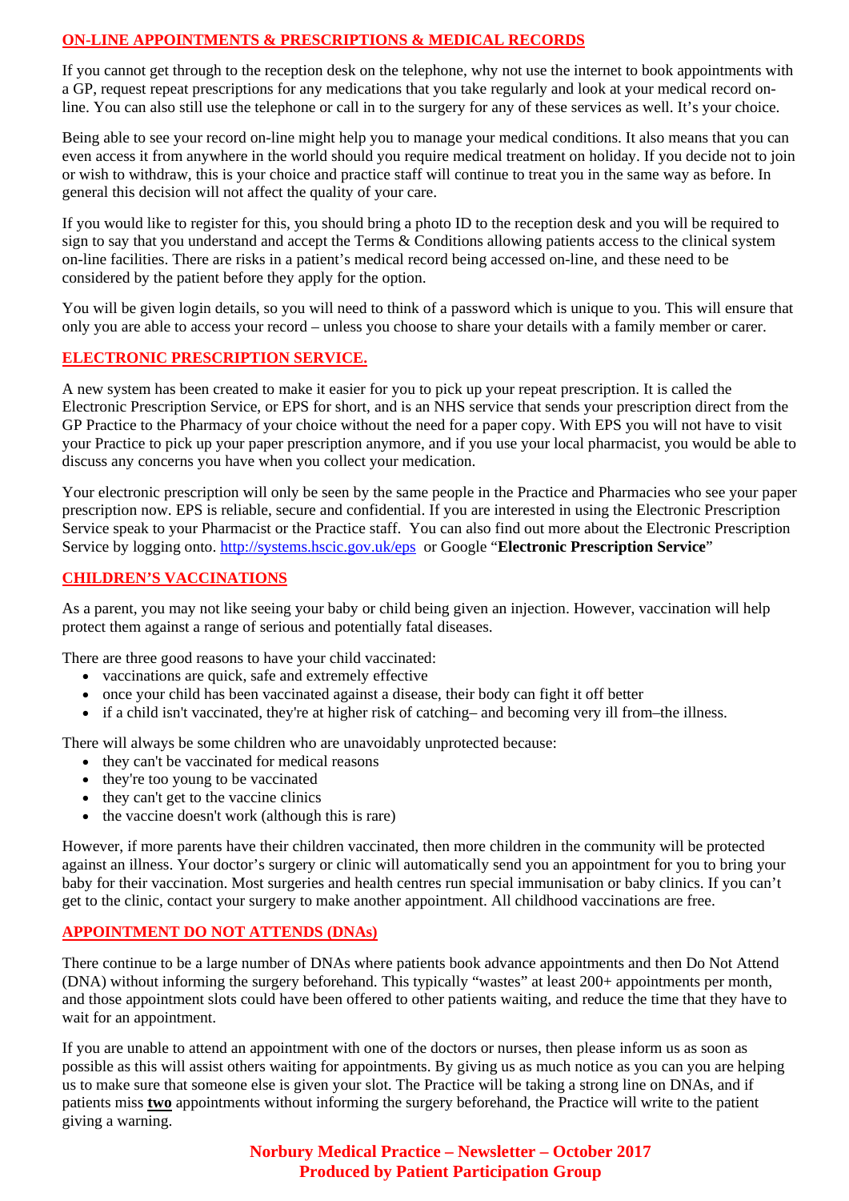## ON-LINE APPOINTMENTS & PRESCRIPTIONS & MEDICAL RECORDS

If you cannot get through to the reception desk on the telephone, why not use the internet to book appointments with a GP, request repeat prescriptions for any medications that you take regularly and look at your medical record on-line. You can also still use the telephone or call in to the surgery for any of these services as well. It's your choice.

Being able to see your record on-line might help you to manage your medical conditions. It also means that you can even access it from anywhere in the world should you require medical treatment on holiday. If you decide not to join or wish to withdraw, this is your choice and practice staff will continue to treat you in the same way as before. In general this decision will not affect the quality of your care.

If you would like to register for this, you should bring a photo ID to the reception desk and you will be required to sign to say that you understand and accept the Terms & Conditions allowing patients access to the clinical system on-line facilities. There are risks in a patient's medical record being accessed on-line, and these need to be considered by the patient before they apply for the option.

You will be given login details, so you will need to think of a password which is unique to you. This will ensure that only you are able to access your record – unless you choose to share your details with a family member or carer.

## ELECTRONIC PRESCRIPTION SERVICE.

A new system has been created to make it easier for you to pick up your repeat prescription. It is called the Electronic Prescription Service, or EPS for short, and is an NHS service that sends your prescription direct from the GP Practice to the Pharmacy of your choice without the need for a paper copy. With EPS you will not have to visit your Practice to pick up your paper prescription anymore, and if you use your local pharmacist, you would be able to discuss any concerns you have when you collect your medication.

Your electronic prescription will only be seen by the same people in the Practice and Pharmacies who see your paper prescription now. EPS is reliable, secure and confidential. If you are interested in using the Electronic Prescription Service speak to your Pharmacist or the Practice staff. You can also find out more about the Electronic Prescription Service by logging onto. http://systems.hscic.gov.uk/eps or Google "**Electronic Prescription Service**"

## CHILDREN'S VACCINATIONS

As a parent, you may not like seeing your baby or child being given an injection. However, vaccination will help protect them against a range of serious and potentially fatal diseases.

There are three good reasons to have your child vaccinated:

- vaccinations are quick, safe and extremely effective
- once your child has been vaccinated against a disease, their body can fight it off better
- if a child isn't vaccinated, they're at higher risk of catching– and becoming very ill from–the illness.

There will always be some children who are unavoidably unprotected because:

- they can't be vaccinated for medical reasons
- they're too young to be vaccinated
- they can't get to the vaccine clinics
- the vaccine doesn't work (although this is rare)

However, if more parents have their children vaccinated, then more children in the community will be protected against an illness. Your doctor's surgery or clinic will automatically send you an appointment for you to bring your baby for their vaccination. Most surgeries and health centres run special immunisation or baby clinics. If you can't get to the clinic, contact your surgery to make another appointment. All childhood vaccinations are free.

## APPOINTMENT DO NOT ATTENDS (DNAs)

There continue to be a large number of DNAs where patients book advance appointments and then Do Not Attend (DNA) without informing the surgery beforehand. This typically "wastes" at least 200+ appointments per month, and those appointment slots could have been offered to other patients waiting, and reduce the time that they have to wait for an appointment.

If you are unable to attend an appointment with one of the doctors or nurses, then please inform us as soon as possible as this will assist others waiting for appointments. By giving us as much notice as you can you are helping us to make sure that someone else is given your slot. The Practice will be taking a strong line on DNAs, and if patients miss **two** appointments without informing the surgery beforehand, the Practice will write to the patient giving a warning.

**Norbury Medical Practice – Newsletter – October 2017**
**Produced by Patient Participation Group**